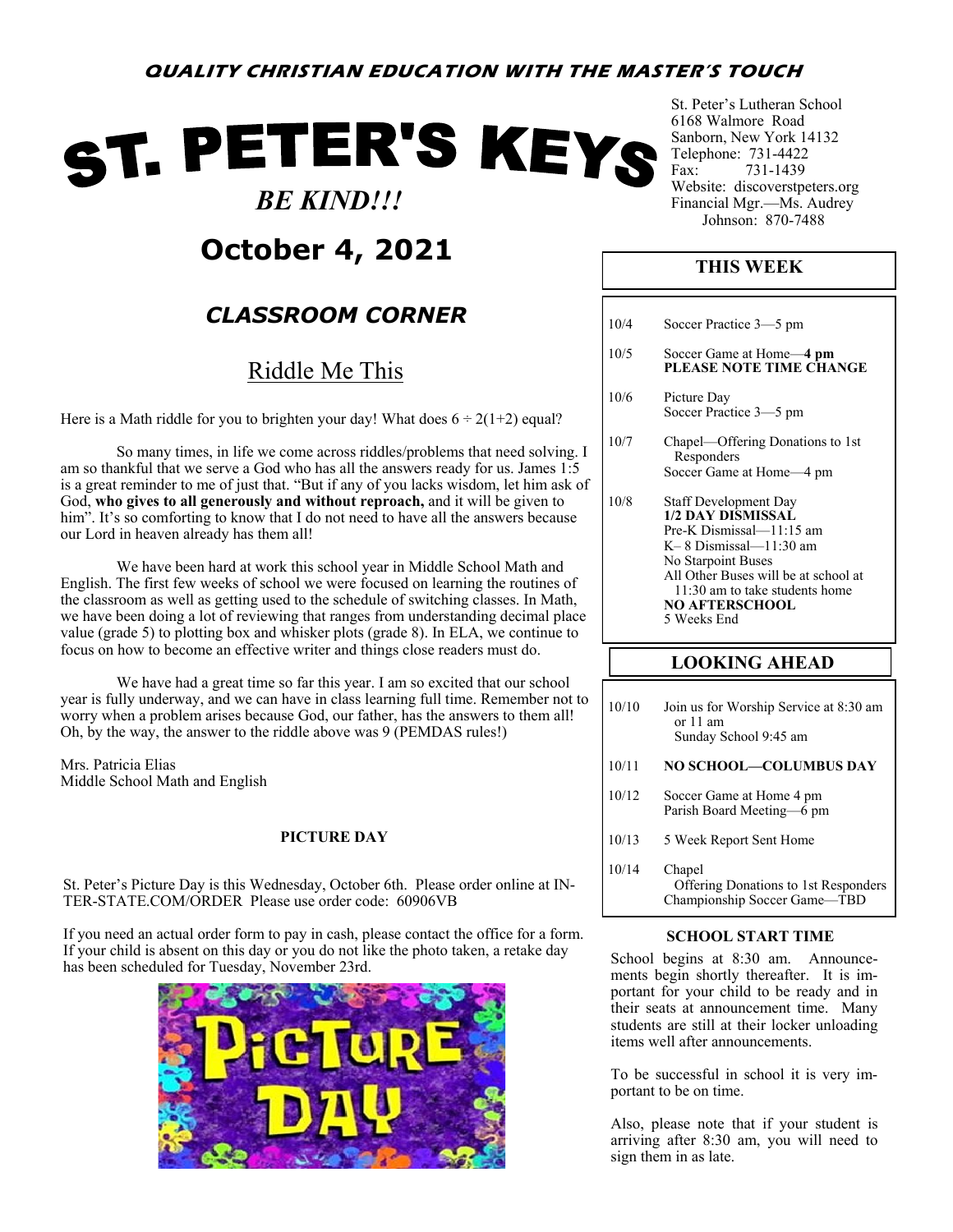**QUALITY CHRISTIAN EDUCATION WITH THE MASTER'S TOUCH**

# ST. PETER'S KEYS

***BE KIND!!!***

## October 4, 2021

St. Peter's Lutheran School
6168 Walmore Road
Sanborn, New York 14132
Telephone: 731-4422
Fax: 731-1439
Website: discoverstpeters.org
Financial Mgr.—Ms. Audrey Johnson: 870-7488

## *CLASSROOM CORNER*

### Riddle Me This

Here is a Math riddle for you to brighten your day! What does $6 \div 2(1+2)$ equal?

So many times, in life we come across riddles/problems that need solving. I am so thankful that we serve a God who has all the answers ready for us. James 1:5 is a great reminder to me of just that. "But if any of you lacks wisdom, let him ask of God, **who gives to all generously and without reproach,** and it will be given to him". It's so comforting to know that I do not need to have all the answers because our Lord in heaven already has them all!

We have been hard at work this school year in Middle School Math and English. The first few weeks of school we were focused on learning the routines of the classroom as well as getting used to the schedule of switching classes. In Math, we have been doing a lot of reviewing that ranges from understanding decimal place value (grade 5) to plotting box and whisker plots (grade 8). In ELA, we continue to focus on how to become an effective writer and things close readers must do.

We have had a great time so far this year. I am so excited that our school year is fully underway, and we can have in class learning full time. Remember not to worry when a problem arises because God, our father, has the answers to them all! Oh, by the way, the answer to the riddle above was 9 (PEMDAS rules!)

Mrs. Patricia Elias
Middle School Math and English

### PICTURE DAY

St. Peter's Picture Day is this Wednesday, October 6th. Please order online at INTER-STATE.COM/ORDER Please use order code: 60906VB

If you need an actual order form to pay in cash, please contact the office for a form. If your child is absent on this day or you do not like the photo taken, a retake day has been scheduled for Tuesday, November 23rd.

### THIS WEEK

| Date | Event |
|---|---|
| 10/4 | Soccer Practice 3—5 pm |
| 10/5 | Soccer Game at Home—**4 pm** **PLEASE NOTE TIME CHANGE** |
| 10/6 | Picture Day<br>Soccer Practice 3—5 pm |
| 10/7 | Chapel—Offering Donations to 1st Responders<br>Soccer Game at Home—4 pm |
| 10/8 | Staff Development Day<br>**1/2 DAY DISMISSAL**<br>Pre-K Dismissal—11:15 am<br>K– 8 Dismissal—11:30 am<br>No Starpoint Buses<br>All Other Buses will be at school at 11:30 am to take students home<br>**NO AFTERSCHOOL**<br>5 Weeks End |

### LOOKING AHEAD

| Date | Event |
|---|---|
| 10/10 | Join us for Worship Service at 8:30 am or 11 am<br>Sunday School 9:45 am |
| 10/11 | **NO SCHOOL—COLUMBUS DAY** |
| 10/12 | Soccer Game at Home 4 pm<br>Parish Board Meeting—6 pm |
| 10/13 | 5 Week Report Sent Home |
| 10/14 | Chapel<br>Offering Donations to 1st Responders<br>Championship Soccer Game—TBD |

### SCHOOL START TIME

School begins at 8:30 am. Announcements begin shortly thereafter. It is important for your child to be ready and in their seats at announcement time. Many students are still at their locker unloading items well after announcements.

To be successful in school it is very important to be on time.

Also, please note that if your student is arriving after 8:30 am, you will need to sign them in as late.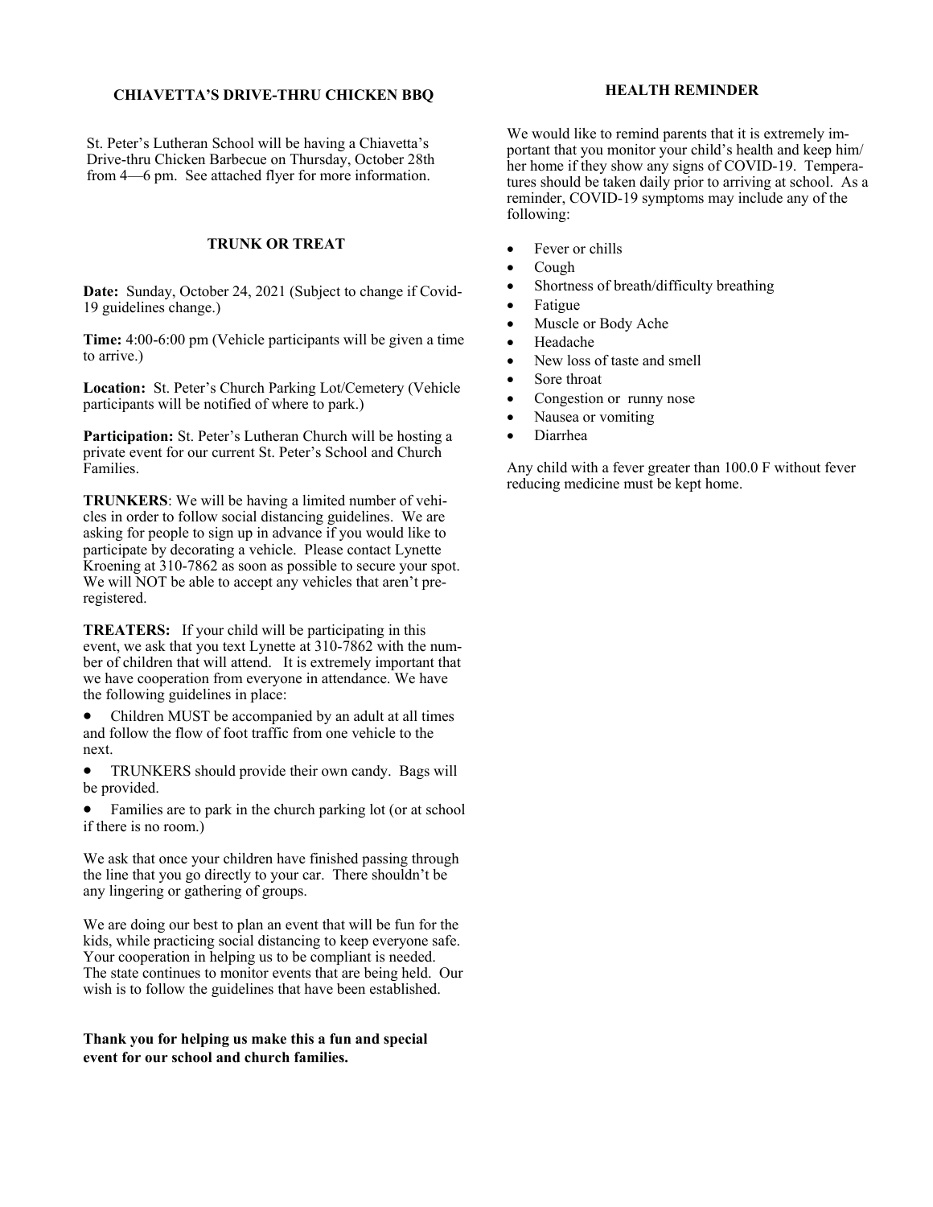### CHIAVETTA'S DRIVE-THRU CHICKEN BBQ

St. Peter's Lutheran School will be having a Chiavetta's Drive-thru Chicken Barbecue on Thursday, October 28th from 4—6 pm. See attached flyer for more information.

### TRUNK OR TREAT

**Date:** Sunday, October 24, 2021 (Subject to change if Covid-19 guidelines change.)

**Time:** 4:00-6:00 pm (Vehicle participants will be given a time to arrive.)

**Location:** St. Peter's Church Parking Lot/Cemetery (Vehicle participants will be notified of where to park.)

**Participation:** St. Peter's Lutheran Church will be hosting a private event for our current St. Peter's School and Church Families.

**TRUNKERS**: We will be having a limited number of vehicles in order to follow social distancing guidelines. We are asking for people to sign up in advance if you would like to participate by decorating a vehicle. Please contact Lynette Kroening at 310-7862 as soon as possible to secure your spot. We will NOT be able to accept any vehicles that aren't pre-registered.

**TREATERS:** If your child will be participating in this event, we ask that you text Lynette at 310-7862 with the number of children that will attend. It is extremely important that we have cooperation from everyone in attendance. We have the following guidelines in place:

- Children MUST be accompanied by an adult at all times and follow the flow of foot traffic from one vehicle to the next.
- TRUNKERS should provide their own candy. Bags will be provided.
- Families are to park in the church parking lot (or at school if there is no room.)

We ask that once your children have finished passing through the line that you go directly to your car. There shouldn't be any lingering or gathering of groups.

We are doing our best to plan an event that will be fun for the kids, while practicing social distancing to keep everyone safe. Your cooperation in helping us to be compliant is needed. The state continues to monitor events that are being held. Our wish is to follow the guidelines that have been established.

**Thank you for helping us make this a fun and special event for our school and church families.**

### HEALTH REMINDER

We would like to remind parents that it is extremely important that you monitor your child's health and keep him/her home if they show any signs of COVID-19. Temperatures should be taken daily prior to arriving at school. As a reminder, COVID-19 symptoms may include any of the following:

- Fever or chills
- Cough
- Shortness of breath/difficulty breathing
- Fatigue
- Muscle or Body Ache
- Headache
- New loss of taste and smell
- Sore throat
- Congestion or runny nose
- Nausea or vomiting
- Diarrhea

Any child with a fever greater than 100.0 F without fever reducing medicine must be kept home.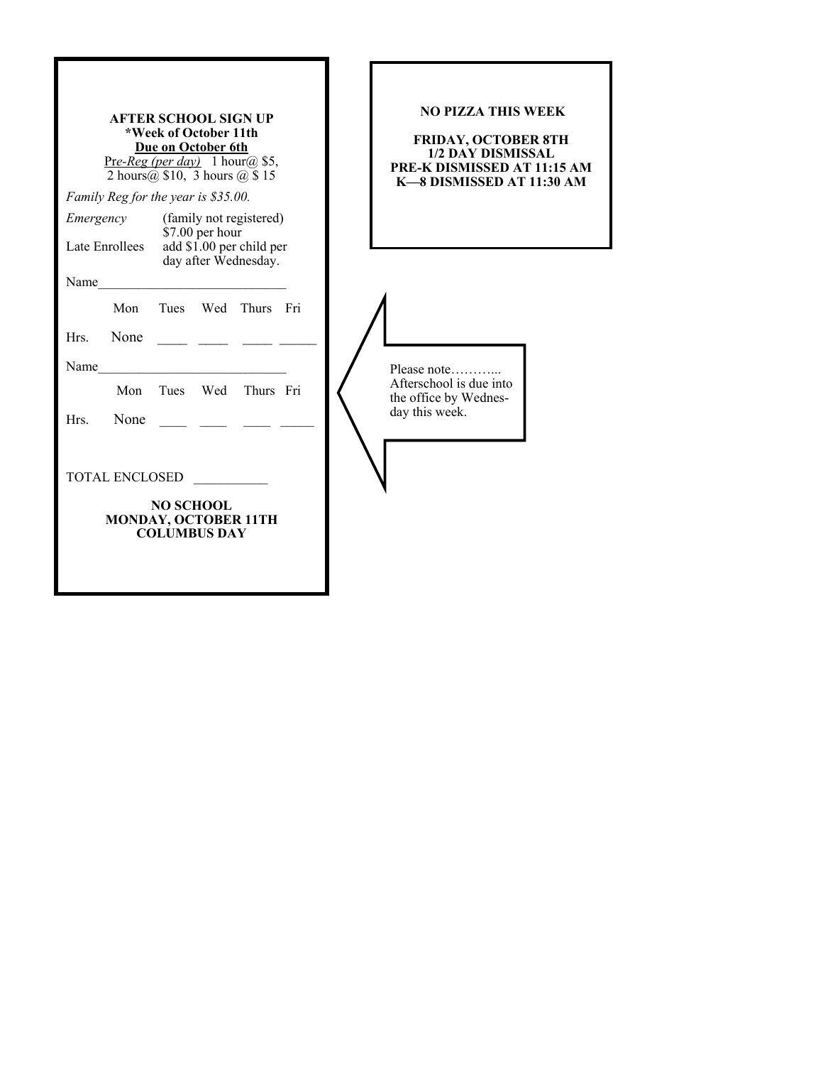**AFTER SCHOOL SIGN UP**
**\*Week of October 11th**
**Due on October 6th**

Pr*e-Reg (per day)* 1 hour@ $5, 2 hours@ $10, 3 hours @ $ 15

*Family Reg for the year is $35.00.*

*Emergency* (family not registered) $7.00 per hour

Late Enrollees add $1.00 per child per day after Wednesday.

Name____________________________

| | Mon | Tues | Wed | Thurs | Fri |
|---|---|---|---|---|---|
| Hrs. | None | ____ | ____ | ____ | _____ |

Name____________________________

| | Mon | Tues | Wed | Thurs | Fri |
|---|---|---|---|---|---|
| Hrs. | None | ____ | ____ | ____ | _____ |

TOTAL ENCLOSED ___________

**NO SCHOOL**
**MONDAY, OCTOBER 11TH**
**COLUMBUS DAY**

**NO PIZZA THIS WEEK**

**FRIDAY, OCTOBER 8TH**
**1/2 DAY DISMISSAL**
**PRE-K DISMISSED AT 11:15 AM**
**K—8 DISMISSED AT 11:30 AM**

Please note………... Afterschool is due into the office by Wednesday this week.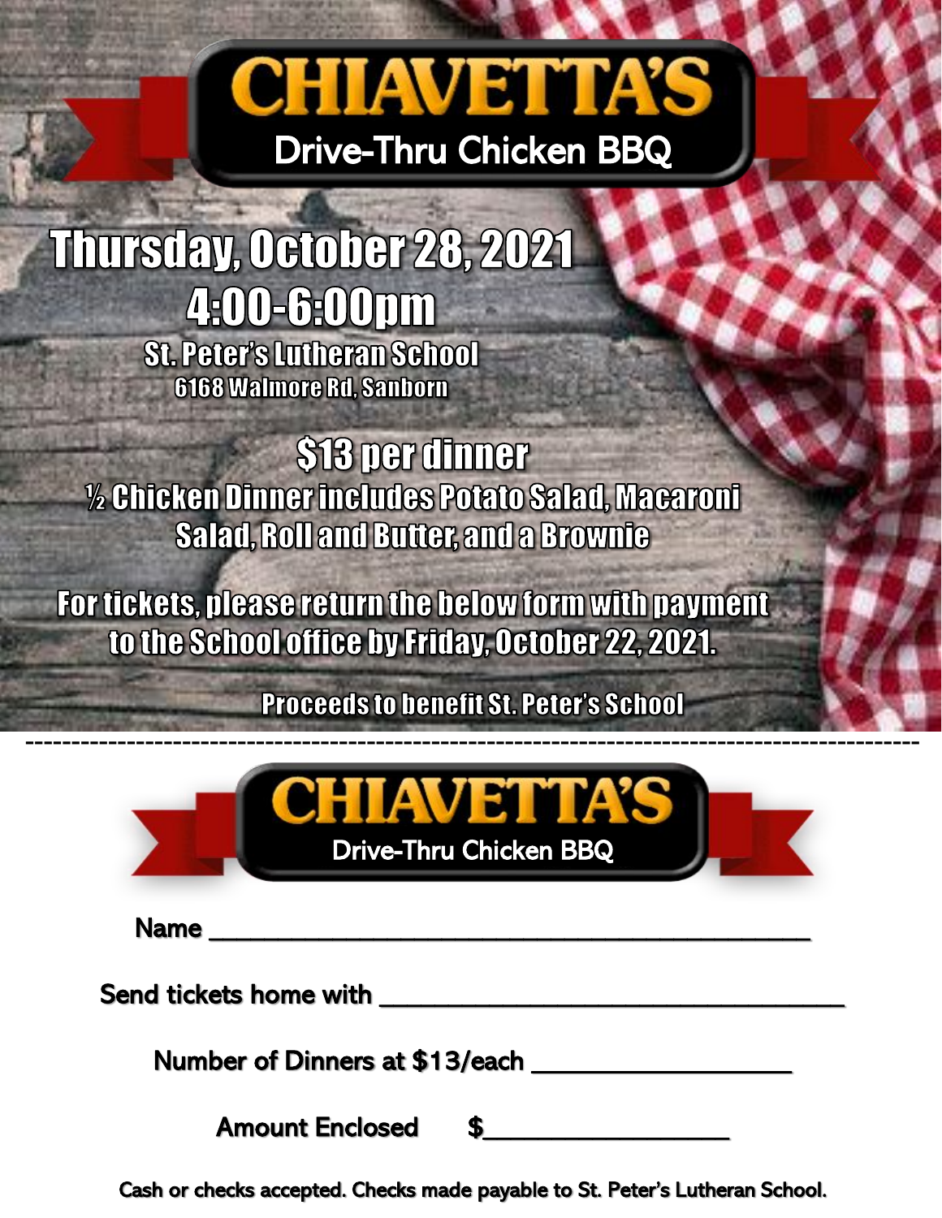# CHIAVETTA'S

## Drive-Thru Chicken BBQ

**Thursday, October 28, 2021**

**4:00-6:00pm**

**St. Peter's Lutheran School**

6168 Walmore Rd, Sanborn

**$13 per dinner**

½ Chicken Dinner includes Potato Salad, Macaroni Salad, Roll and Butter, and a Brownie

For tickets, please return the below form with payment to the School office by Friday, October 22, 2021.

Proceeds to benefit St. Peter's School

---

# CHIAVETTA'S

## Drive-Thru Chicken BBQ

Name ___________________________________________

Send tickets home with _______________________________

Number of Dinners at $13/each __________________

Amount Enclosed $__________________

Cash or checks accepted. Checks made payable to St. Peter's Lutheran School.